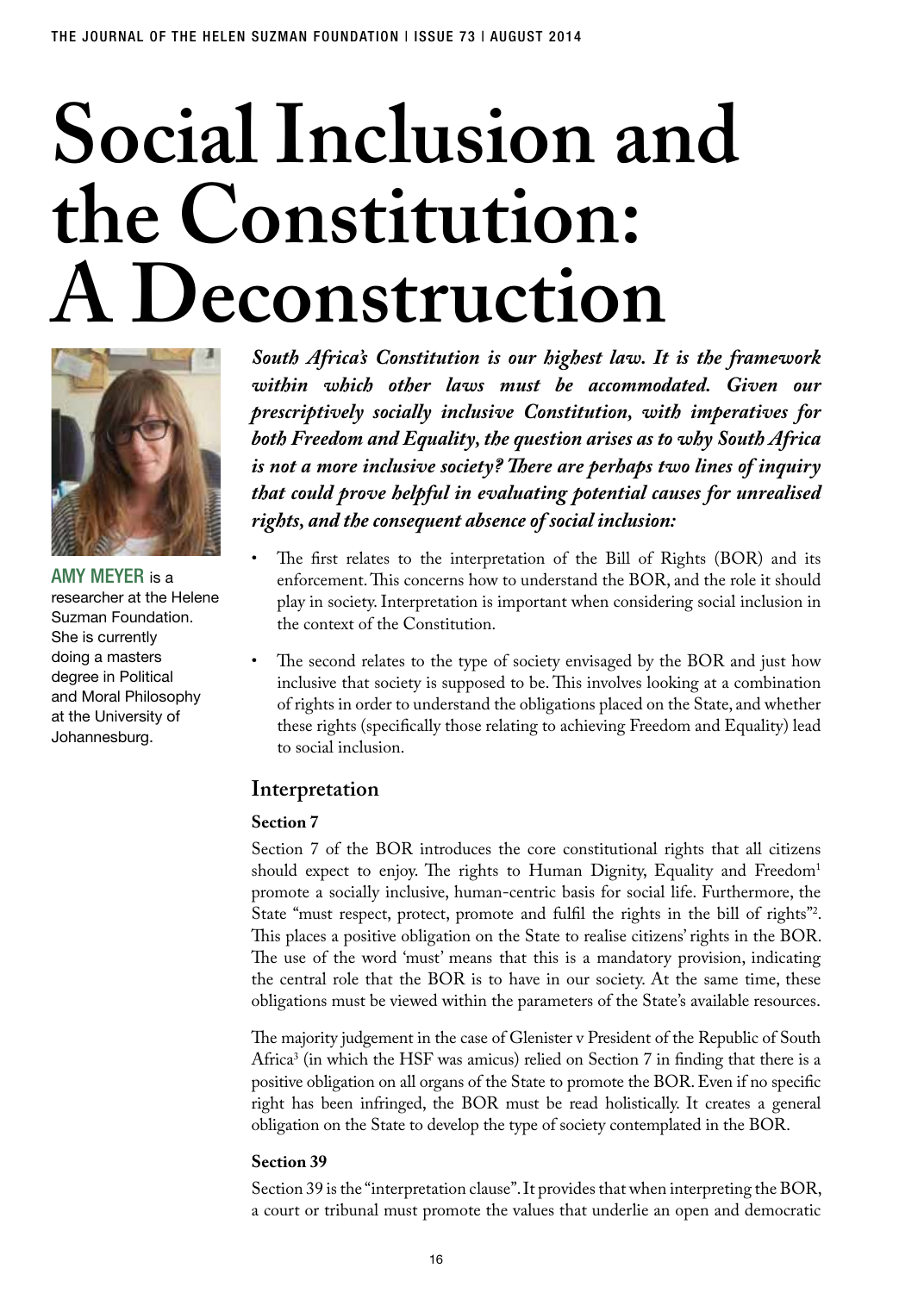# Social Inclusion and the Constitution: A Deconstruction

AMY MEYER is a researcher at the Helene Suzman Foundation. She is currently doing a masters degree in Political and Moral Philosophy at the University of Johannesburg.

***South Africa's Constitution is our highest law. It is the framework within which other laws must be accommodated. Given our prescriptively socially inclusive Constitution, with imperatives for both Freedom and Equality, the question arises as to why South Africa is not a more inclusive society? There are perhaps two lines of inquiry that could prove helpful in evaluating potential causes for unrealised rights, and the consequent absence of social inclusion:***

- The first relates to the interpretation of the Bill of Rights (BOR) and its enforcement. This concerns how to understand the BOR, and the role it should play in society. Interpretation is important when considering social inclusion in the context of the Constitution.
- The second relates to the type of society envisaged by the BOR and just how inclusive that society is supposed to be. This involves looking at a combination of rights in order to understand the obligations placed on the State, and whether these rights (specifically those relating to achieving Freedom and Equality) lead to social inclusion.

## Interpretation

### Section 7

Section 7 of the BOR introduces the core constitutional rights that all citizens should expect to enjoy. The rights to Human Dignity, Equality and Freedom[1] promote a socially inclusive, human-centric basis for social life. Furthermore, the State "must respect, protect, promote and fulfil the rights in the bill of rights"[2]. This places a positive obligation on the State to realise citizens' rights in the BOR. The use of the word 'must' means that this is a mandatory provision, indicating the central role that the BOR is to have in our society. At the same time, these obligations must be viewed within the parameters of the State's available resources.

The majority judgement in the case of Glenister v President of the Republic of South Africa[3] (in which the HSF was amicus) relied on Section 7 in finding that there is a positive obligation on all organs of the State to promote the BOR. Even if no specific right has been infringed, the BOR must be read holistically. It creates a general obligation on the State to develop the type of society contemplated in the BOR.

### Section 39

Section 39 is the "interpretation clause". It provides that when interpreting the BOR, a court or tribunal must promote the values that underlie an open and democratic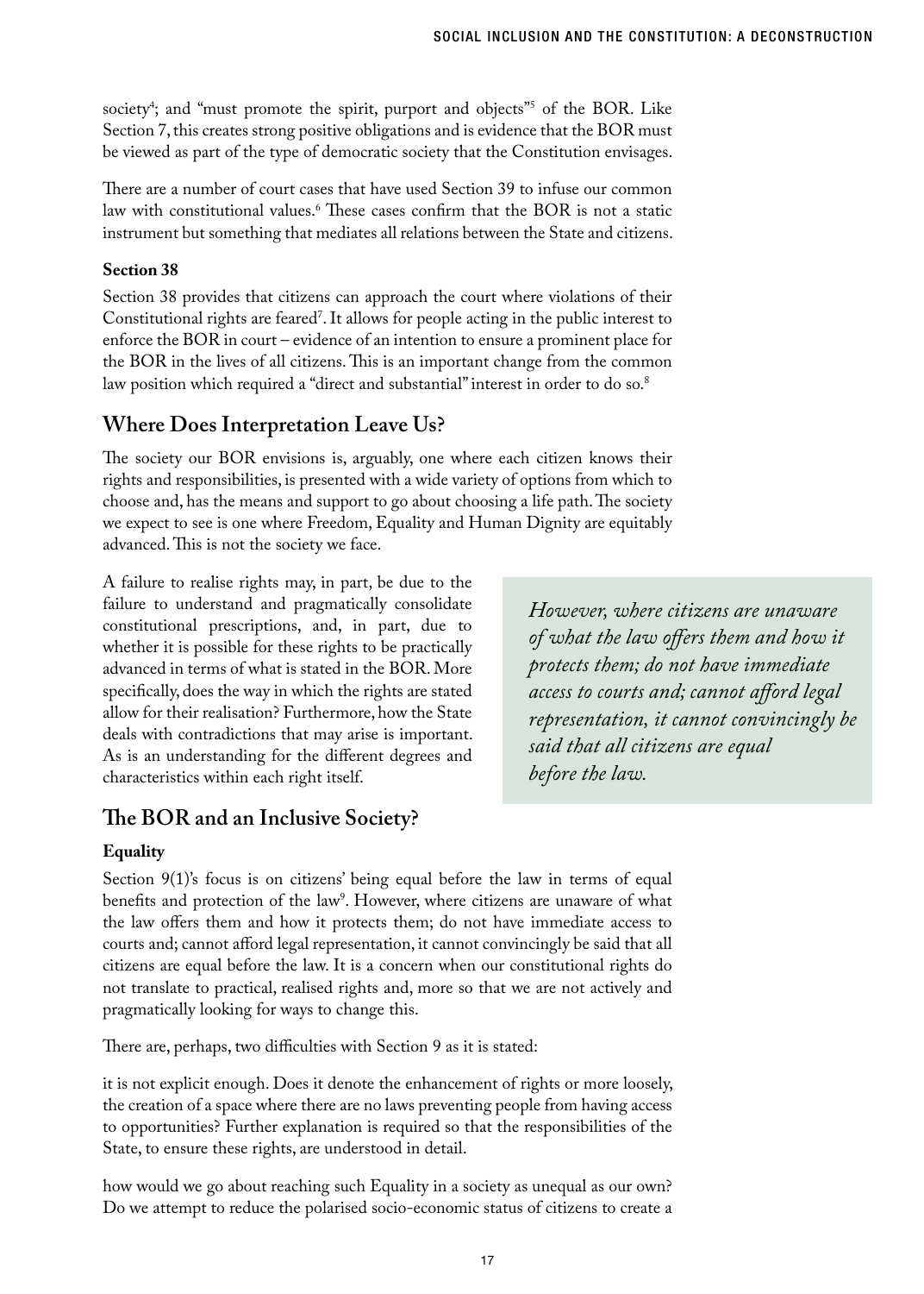society[4]; and "must promote the spirit, purport and objects"[5] of the BOR. Like Section 7, this creates strong positive obligations and is evidence that the BOR must be viewed as part of the type of democratic society that the Constitution envisages.

There are a number of court cases that have used Section 39 to infuse our common law with constitutional values.[6] These cases confirm that the BOR is not a static instrument but something that mediates all relations between the State and citizens.

**Section 38**

Section 38 provides that citizens can approach the court where violations of their Constitutional rights are feared[7]. It allows for people acting in the public interest to enforce the BOR in court – evidence of an intention to ensure a prominent place for the BOR in the lives of all citizens. This is an important change from the common law position which required a "direct and substantial" interest in order to do so.[8]

## Where Does Interpretation Leave Us?

The society our BOR envisions is, arguably, one where each citizen knows their rights and responsibilities, is presented with a wide variety of options from which to choose and, has the means and support to go about choosing a life path. The society we expect to see is one where Freedom, Equality and Human Dignity are equitably advanced. This is not the society we face.

A failure to realise rights may, in part, be due to the failure to understand and pragmatically consolidate constitutional prescriptions, and, in part, due to whether it is possible for these rights to be practically advanced in terms of what is stated in the BOR. More specifically, does the way in which the rights are stated allow for their realisation? Furthermore, how the State deals with contradictions that may arise is important. As is an understanding for the different degrees and characteristics within each right itself.

*However, where citizens are unaware of what the law offers them and how it protects them; do not have immediate access to courts and; cannot afford legal representation, it cannot convincingly be said that all citizens are equal before the law.*

## The BOR and an Inclusive Society?

**Equality**

Section 9(1)'s focus is on citizens' being equal before the law in terms of equal benefits and protection of the law[9]. However, where citizens are unaware of what the law offers them and how it protects them; do not have immediate access to courts and; cannot afford legal representation, it cannot convincingly be said that all citizens are equal before the law. It is a concern when our constitutional rights do not translate to practical, realised rights and, more so that we are not actively and pragmatically looking for ways to change this.

There are, perhaps, two difficulties with Section 9 as it is stated:

it is not explicit enough. Does it denote the enhancement of rights or more loosely, the creation of a space where there are no laws preventing people from having access to opportunities? Further explanation is required so that the responsibilities of the State, to ensure these rights, are understood in detail.

how would we go about reaching such Equality in a society as unequal as our own? Do we attempt to reduce the polarised socio-economic status of citizens to create a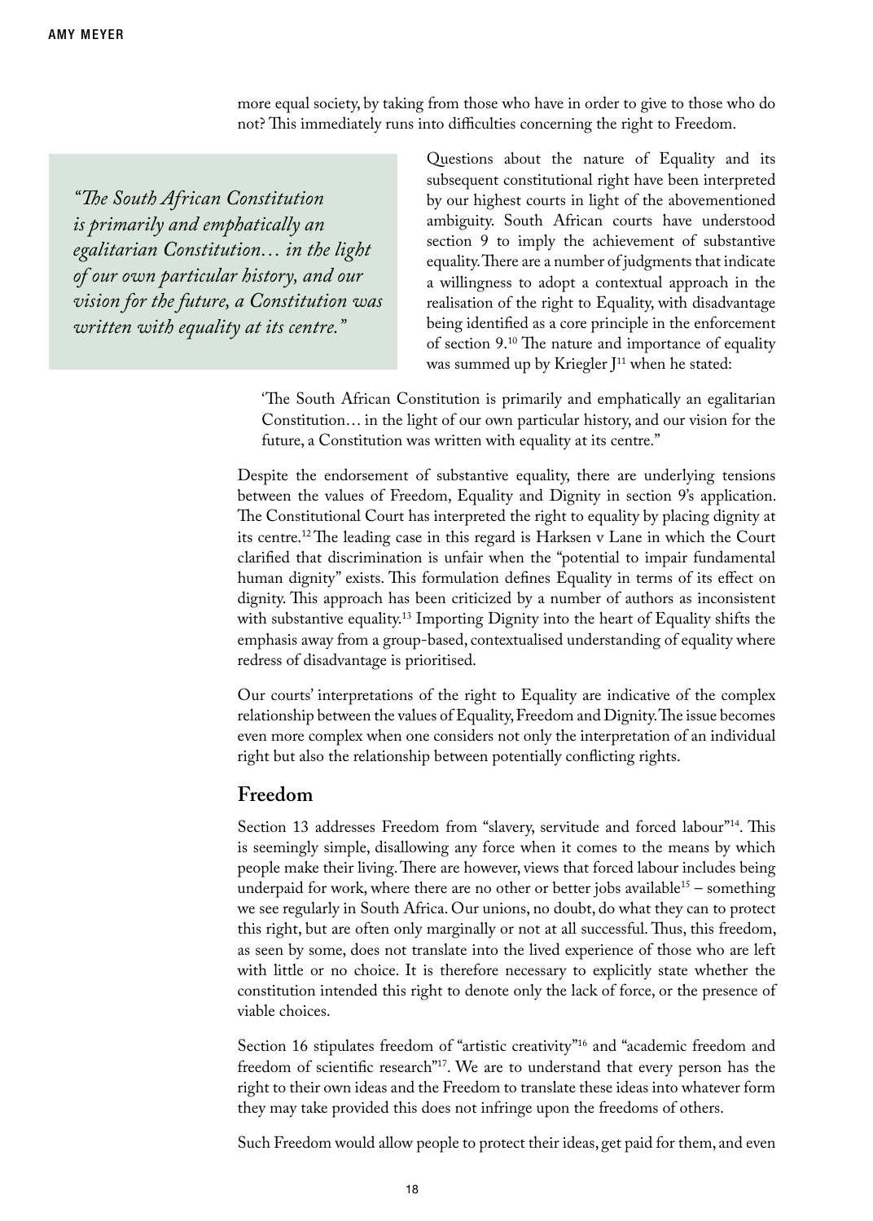more equal society, by taking from those who have in order to give to those who do not? This immediately runs into difficulties concerning the right to Freedom.

> *"The South African Constitution is primarily and emphatically an egalitarian Constitution… in the light of our own particular history, and our vision for the future, a Constitution was written with equality at its centre."*

Questions about the nature of Equality and its subsequent constitutional right have been interpreted by our highest courts in light of the abovementioned ambiguity. South African courts have understood section 9 to imply the achievement of substantive equality. There are a number of judgments that indicate a willingness to adopt a contextual approach in the realisation of the right to Equality, with disadvantage being identified as a core principle in the enforcement of section 9.[10] The nature and importance of equality was summed up by Kriegler J[11] when he stated:

> 'The South African Constitution is primarily and emphatically an egalitarian Constitution… in the light of our own particular history, and our vision for the future, a Constitution was written with equality at its centre."

Despite the endorsement of substantive equality, there are underlying tensions between the values of Freedom, Equality and Dignity in section 9's application. The Constitutional Court has interpreted the right to equality by placing dignity at its centre.[12] The leading case in this regard is Harksen v Lane in which the Court clarified that discrimination is unfair when the "potential to impair fundamental human dignity" exists. This formulation defines Equality in terms of its effect on dignity. This approach has been criticized by a number of authors as inconsistent with substantive equality.[13] Importing Dignity into the heart of Equality shifts the emphasis away from a group-based, contextualised understanding of equality where redress of disadvantage is prioritised.

Our courts' interpretations of the right to Equality are indicative of the complex relationship between the values of Equality, Freedom and Dignity. The issue becomes even more complex when one considers not only the interpretation of an individual right but also the relationship between potentially conflicting rights.

## Freedom

Section 13 addresses Freedom from "slavery, servitude and forced labour"[14]. This is seemingly simple, disallowing any force when it comes to the means by which people make their living. There are however, views that forced labour includes being underpaid for work, where there are no other or better jobs available[15] – something we see regularly in South Africa. Our unions, no doubt, do what they can to protect this right, but are often only marginally or not at all successful. Thus, this freedom, as seen by some, does not translate into the lived experience of those who are left with little or no choice. It is therefore necessary to explicitly state whether the constitution intended this right to denote only the lack of force, or the presence of viable choices.

Section 16 stipulates freedom of "artistic creativity"[16] and "academic freedom and freedom of scientific research"[17]. We are to understand that every person has the right to their own ideas and the Freedom to translate these ideas into whatever form they may take provided this does not infringe upon the freedoms of others.

Such Freedom would allow people to protect their ideas, get paid for them, and even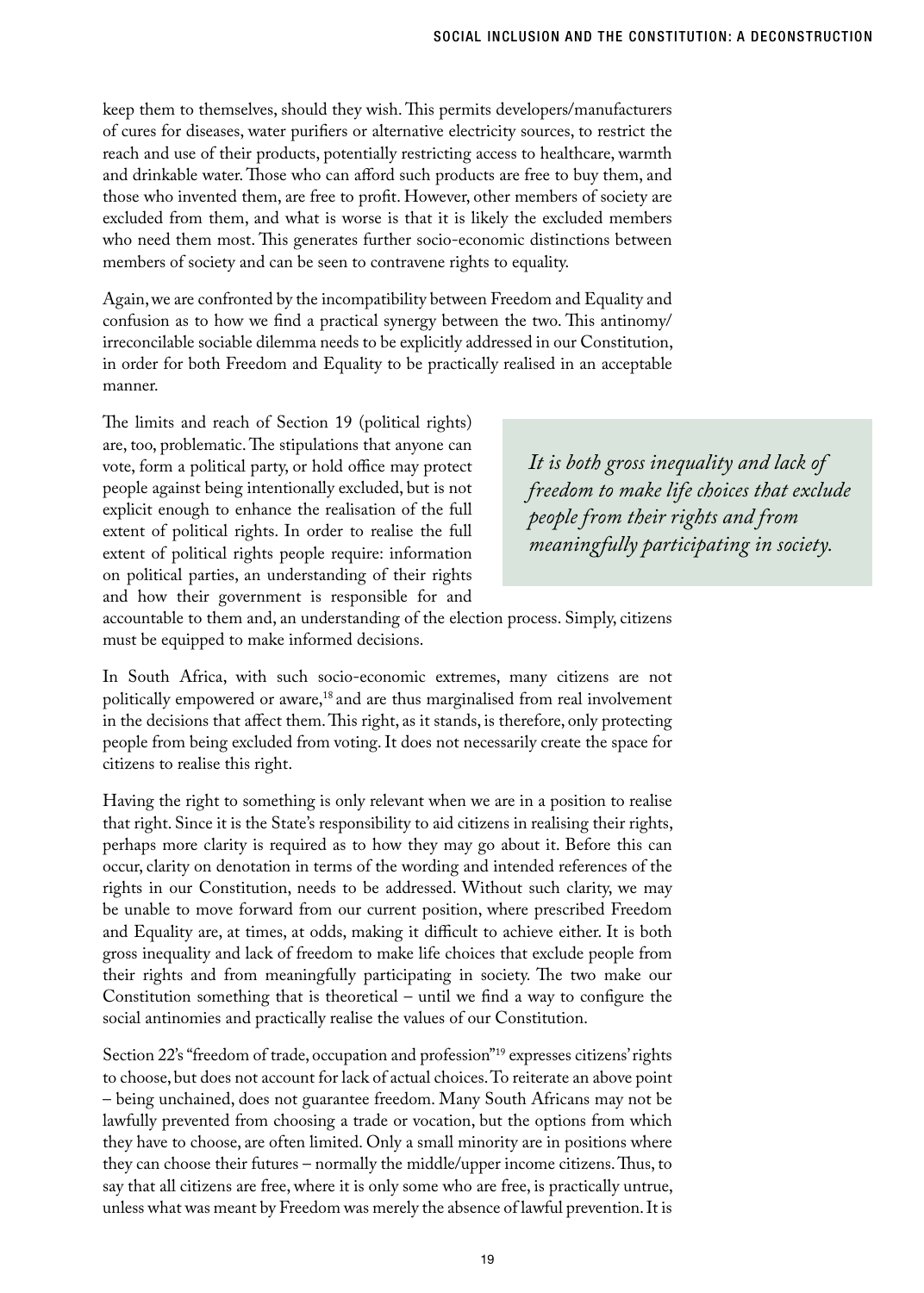keep them to themselves, should they wish. This permits developers/manufacturers of cures for diseases, water purifiers or alternative electricity sources, to restrict the reach and use of their products, potentially restricting access to healthcare, warmth and drinkable water. Those who can afford such products are free to buy them, and those who invented them, are free to profit. However, other members of society are excluded from them, and what is worse is that it is likely the excluded members who need them most. This generates further socio-economic distinctions between members of society and can be seen to contravene rights to equality.

Again, we are confronted by the incompatibility between Freedom and Equality and confusion as to how we find a practical synergy between the two. This antinomy/irreconcilable sociable dilemma needs to be explicitly addressed in our Constitution, in order for both Freedom and Equality to be practically realised in an acceptable manner.

The limits and reach of Section 19 (political rights) are, too, problematic. The stipulations that anyone can vote, form a political party, or hold office may protect people against being intentionally excluded, but is not explicit enough to enhance the realisation of the full extent of political rights. In order to realise the full extent of political rights people require: information on political parties, an understanding of their rights and how their government is responsible for and accountable to them and, an understanding of the election process. Simply, citizens must be equipped to make informed decisions.

*It is both gross inequality and lack of freedom to make life choices that exclude people from their rights and from meaningfully participating in society.*

In South Africa, with such socio-economic extremes, many citizens are not politically empowered or aware,[18] and are thus marginalised from real involvement in the decisions that affect them. This right, as it stands, is therefore, only protecting people from being excluded from voting. It does not necessarily create the space for citizens to realise this right.

Having the right to something is only relevant when we are in a position to realise that right. Since it is the State's responsibility to aid citizens in realising their rights, perhaps more clarity is required as to how they may go about it. Before this can occur, clarity on denotation in terms of the wording and intended references of the rights in our Constitution, needs to be addressed. Without such clarity, we may be unable to move forward from our current position, where prescribed Freedom and Equality are, at times, at odds, making it difficult to achieve either. It is both gross inequality and lack of freedom to make life choices that exclude people from their rights and from meaningfully participating in society. The two make our Constitution something that is theoretical – until we find a way to configure the social antinomies and practically realise the values of our Constitution.

Section 22's "freedom of trade, occupation and profession"[19] expresses citizens' rights to choose, but does not account for lack of actual choices. To reiterate an above point – being unchained, does not guarantee freedom. Many South Africans may not be lawfully prevented from choosing a trade or vocation, but the options from which they have to choose, are often limited. Only a small minority are in positions where they can choose their futures – normally the middle/upper income citizens. Thus, to say that all citizens are free, where it is only some who are free, is practically untrue, unless what was meant by Freedom was merely the absence of lawful prevention. It is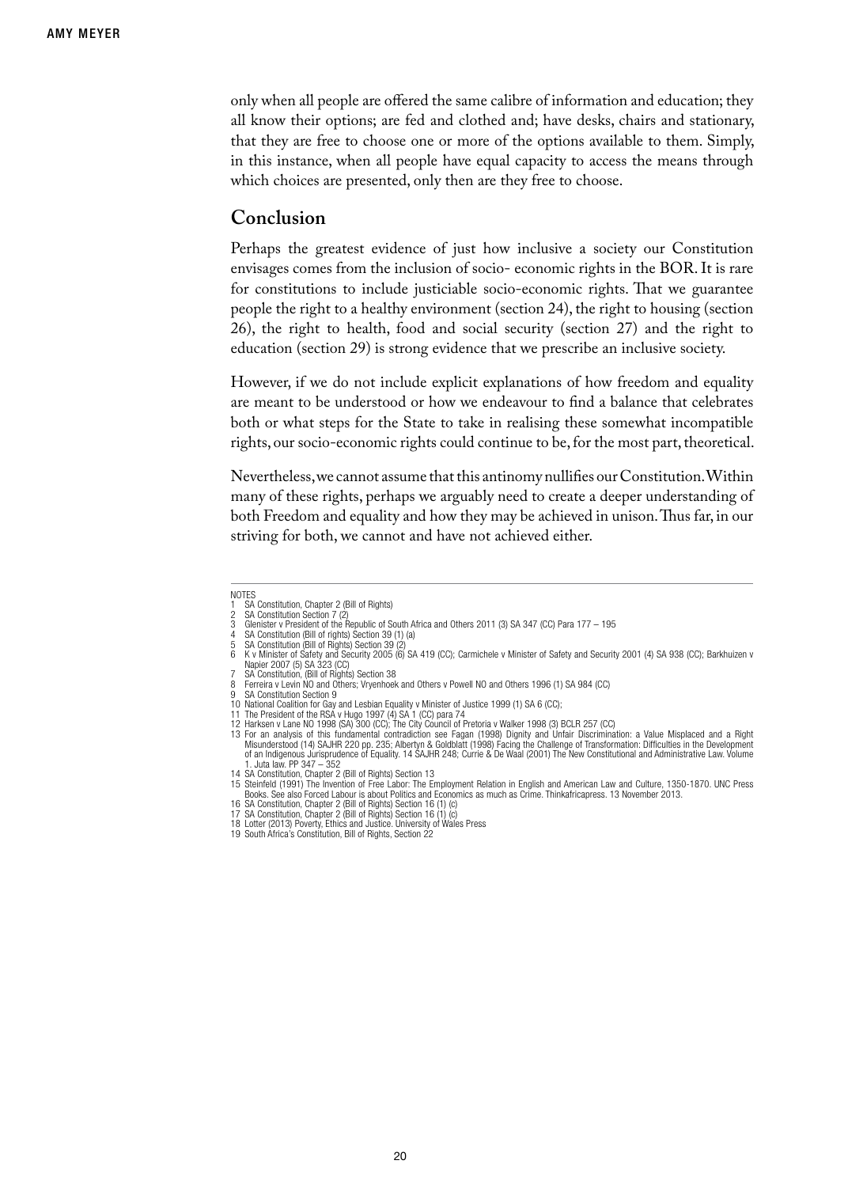only when all people are offered the same calibre of information and education; they all know their options; are fed and clothed and; have desks, chairs and stationary, that they are free to choose one or more of the options available to them. Simply, in this instance, when all people have equal capacity to access the means through which choices are presented, only then are they free to choose.

## Conclusion

Perhaps the greatest evidence of just how inclusive a society our Constitution envisages comes from the inclusion of socio- economic rights in the BOR. It is rare for constitutions to include justiciable socio-economic rights. That we guarantee people the right to a healthy environment (section 24), the right to housing (section 26), the right to health, food and social security (section 27) and the right to education (section 29) is strong evidence that we prescribe an inclusive society.

However, if we do not include explicit explanations of how freedom and equality are meant to be understood or how we endeavour to find a balance that celebrates both or what steps for the State to take in realising these somewhat incompatible rights, our socio-economic rights could continue to be, for the most part, theoretical.

Nevertheless, we cannot assume that this antinomy nullifies our Constitution. Within many of these rights, perhaps we arguably need to create a deeper understanding of both Freedom and equality and how they may be achieved in unison. Thus far, in our striving for both, we cannot and have not achieved either.

---

NOTES

1 SA Constitution, Chapter 2 (Bill of Rights)
2 SA Constitution Section 7 (2)
3 Glenister v President of the Republic of South Africa and Others 2011 (3) SA 347 (CC) Para 177 – 195
4 SA Constitution (Bill of rights) Section 39 (1) (a)
5 SA Constitution (Bill of Rights) Section 39 (2)
6 K v Minister of Safety and Security 2005 (6) SA 419 (CC); Carmichele v Minister of Safety and Security 2001 (4) SA 938 (CC); Barkhuizen v Napier 2007 (5) SA 323 (CC)
7 SA Constitution, (Bill of Rights) Section 38
8 Ferreira v Levin NO and Others; Vryenhoek and Others v Powell NO and Others 1996 (1) SA 984 (CC)
9 SA Constitution Section 9
10 National Coalition for Gay and Lesbian Equality v Minister of Justice 1999 (1) SA 6 (CC);
11 The President of the RSA v Hugo 1997 (4) SA 1 (CC) para 74
12 Harksen v Lane NO 1998 (SA) 300 (CC); The City Council of Pretoria v Walker 1998 (3) BCLR 257 (CC)
13 For an analysis of this fundamental contradiction see Fagan (1998) Dignity and Unfair Discrimination: a Value Misplaced and a Right Misunderstood (14) SAJHR 220 pp. 235; Albertyn & Goldblatt (1998) Facing the Challenge of Transformation: Difficulties in the Development of an Indigenous Jurisprudence of Equality. 14 SAJHR 248; Currie & De Waal (2001) The New Constitutional and Administrative Law. Volume 1. Juta law. PP 347 – 352
14 SA Constitution, Chapter 2 (Bill of Rights) Section 13
15 Steinfeld (1991) The Invention of Free Labor: The Employment Relation in English and American Law and Culture, 1350-1870. UNC Press Books. See also Forced Labour is about Politics and Economics as much as Crime. Thinkafricapress. 13 November 2013.
16 SA Constitution, Chapter 2 (Bill of Rights) Section 16 (1) (c)
17 SA Constitution, Chapter 2 (Bill of Rights) Section 16 (1) (c)
18 Lotter (2013) Poverty, Ethics and Justice. University of Wales Press
19 South Africa's Constitution, Bill of Rights, Section 22